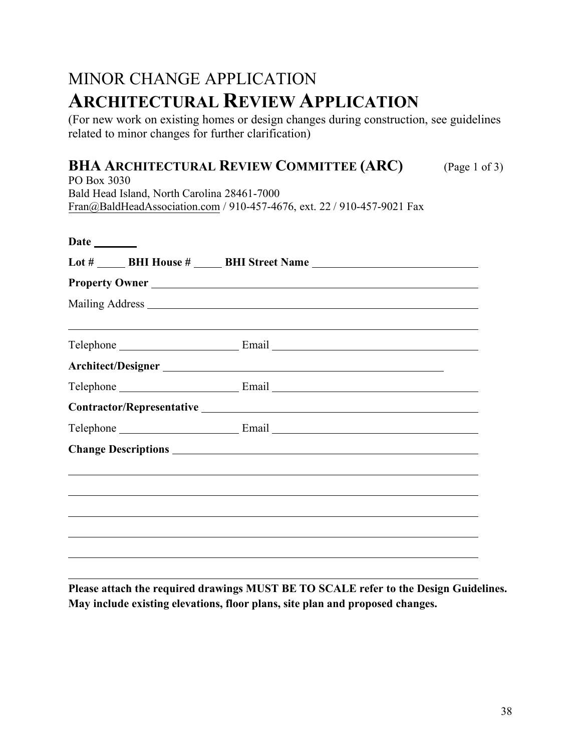# MINOR CHANGE APPLICATION

# ARCHITECTURAL REVIEW APPLICATION

(For new work on existing homes or design changes during construction, see guidelines related to minor changes for further clarification)

## BHA ARCHITECTURAL REVIEW COMMITTEE (ARC) (Page 1 of 3)

PO Box 3030
Bald Head Island, North Carolina 28461-7000
Fran@BaldHeadAssociation.com / 910-457-4676, ext. 22 / 910-457-9021 Fax

**Date** ________

**Lot #** _____ **BHI House #** _____ **BHI Street Name** ______________________________

**Property Owner** ______________________________________________________________

Mailing Address ________________________________________________________________

________________________________________________________________________________

Telephone _____________________ Email ____________________________________

**Architect/Designer** __________________________________________________

Telephone _____________________ Email ____________________________________

**Contractor/Representative** ___________________________________________________

Telephone _____________________ Email ____________________________________

**Change Descriptions** _________________________________________________________

________________________________________________________________________________

________________________________________________________________________________

________________________________________________________________________________

________________________________________________________________________________

________________________________________________________________________________

________________________________________________________________________________

**Please attach the required drawings MUST BE TO SCALE refer to the Design Guidelines. May include existing elevations, floor plans, site plan and proposed changes.**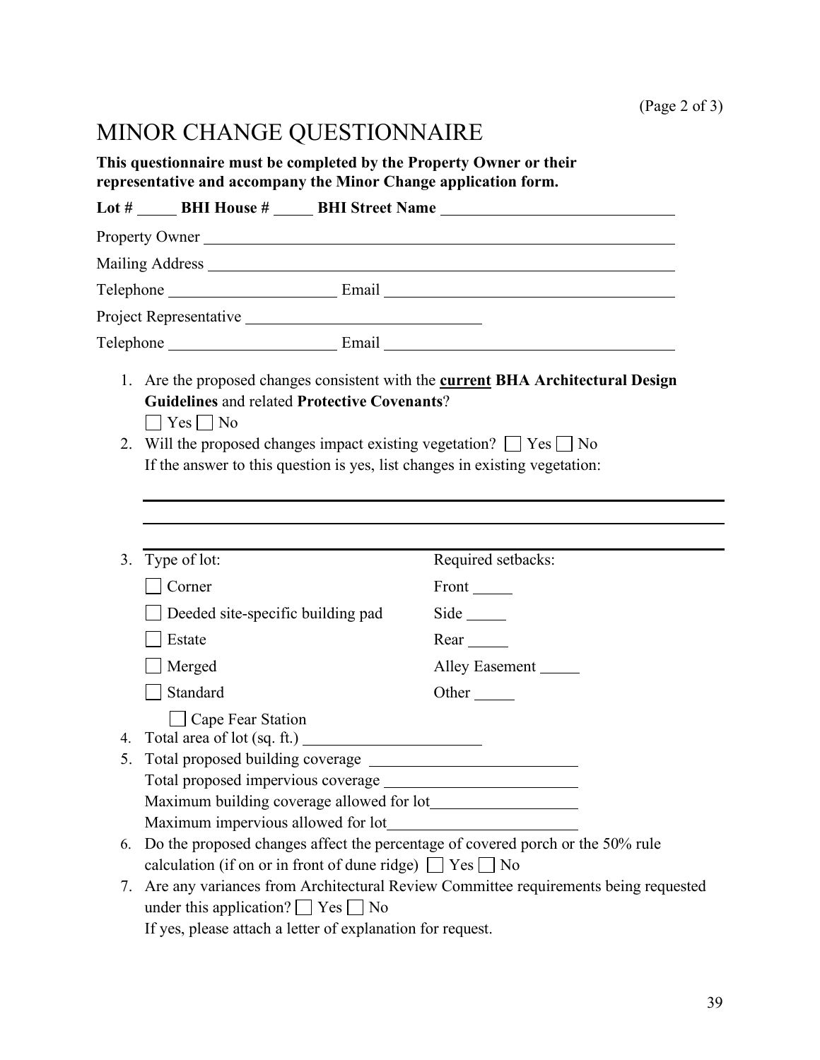# MINOR CHANGE QUESTIONNAIRE

**This questionnaire must be completed by the Property Owner or their representative and accompany the Minor Change application form.**

**Lot #** _____ **BHI House #** _____ **BHI Street Name** ______________________________

Property Owner ______________________________________________________________

Mailing Address ______________________________________________________________

Telephone ______________________ Email ______________________________________

Project Representative ______________________________

Telephone ______________________ Email ______________________________________

1. Are the proposed changes consistent with the **current BHA Architectural Design Guidelines** and related **Protective Covenants**?
   ☐ Yes ☐ No
2. Will the proposed changes impact existing vegetation? ☐ Yes ☐ No
   If the answer to this question is yes, list changes in existing vegetation:

   ______________________________________________________________________________

   ______________________________________________________________________________

   ______________________________________________________________________________

3. Type of lot:
   - ☐ Corner
   - ☐ Deeded site-specific building pad
   - ☐ Estate
   - ☐ Merged
   - ☐ Standard
     - ☐ Cape Fear Station

   Required setbacks:
   - Front _____
   - Side _____
   - Rear _____
   - Alley Easement _____
   - Other _____
4. Total area of lot (sq. ft.) ______________________
5. Total proposed building coverage ________________________
   Total proposed impervious coverage ________________________
   Maximum building coverage allowed for lot__________________
   Maximum impervious allowed for lot_______________________
6. Do the proposed changes affect the percentage of covered porch or the 50% rule calculation (if on or in front of dune ridge) ☐ Yes ☐ No
7. Are any variances from Architectural Review Committee requirements being requested under this application? ☐ Yes ☐ No
   If yes, please attach a letter of explanation for request.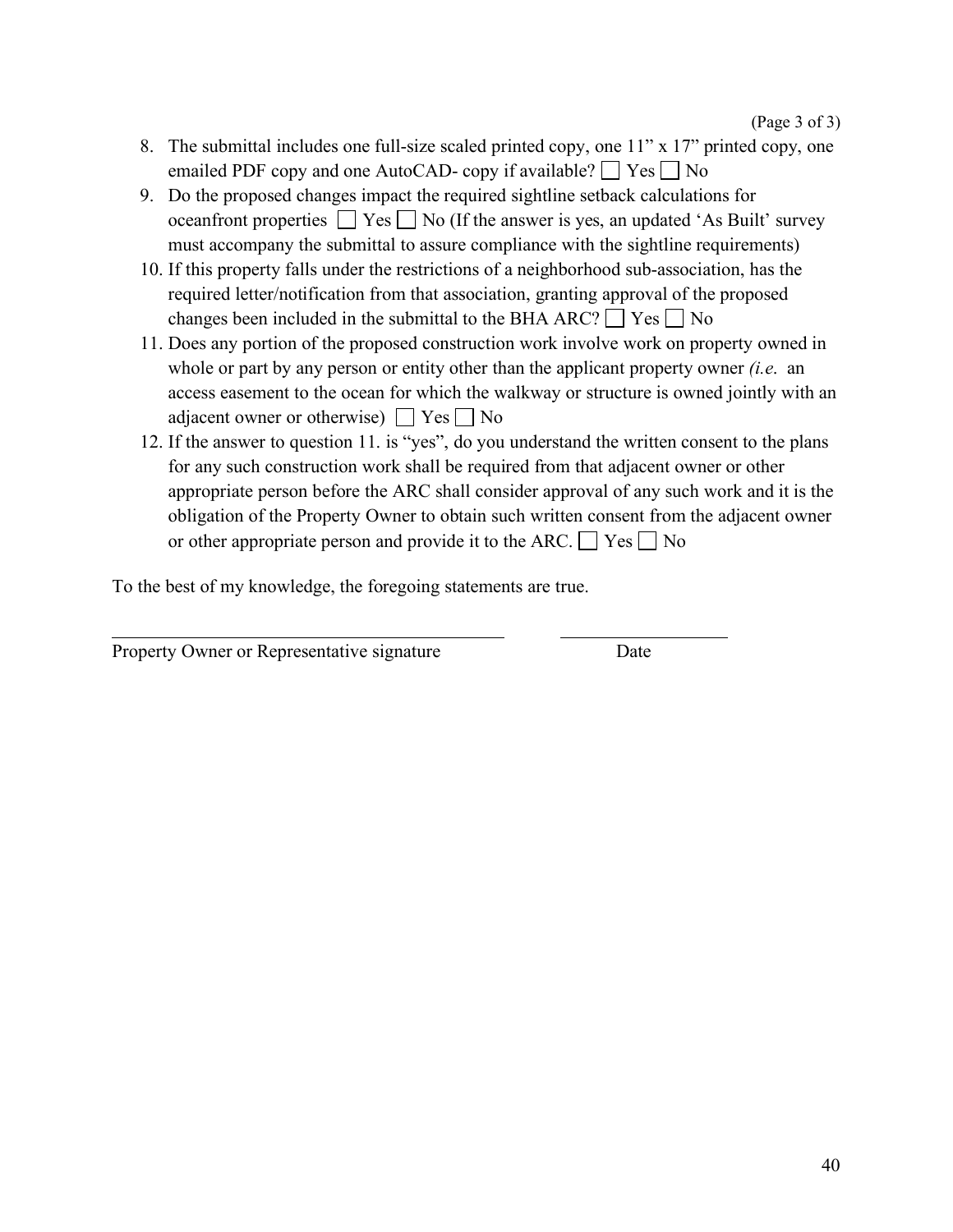8. The submittal includes one full-size scaled printed copy, one 11” x 17” printed copy, one emailed PDF copy and one AutoCAD- copy if available? ☐ Yes ☐ No
9. Do the proposed changes impact the required sightline setback calculations for oceanfront properties ☐ Yes ☐ No (If the answer is yes, an updated ‘As Built’ survey must accompany the submittal to assure compliance with the sightline requirements)
10. If this property falls under the restrictions of a neighborhood sub-association, has the required letter/notification from that association, granting approval of the proposed changes been included in the submittal to the BHA ARC? ☐ Yes ☐ No
11. Does any portion of the proposed construction work involve work on property owned in whole or part by any person or entity other than the applicant property owner *(i.e.* an access easement to the ocean for which the walkway or structure is owned jointly with an adjacent owner or otherwise) ☐ Yes ☐ No
12. If the answer to question 11. is “yes”, do you understand the written consent to the plans for any such construction work shall be required from that adjacent owner or other appropriate person before the ARC shall consider approval of any such work and it is the obligation of the Property Owner to obtain such written consent from the adjacent owner or other appropriate person and provide it to the ARC. ☐ Yes ☐ No

To the best of my knowledge, the foregoing statements are true.

\_\_\_\_\_\_\_\_\_\_\_\_\_\_\_\_\_\_\_\_\_\_\_\_\_\_\_\_\_\_\_\_\_\_\_\_\_\_ \_\_\_\_\_\_\_\_\_\_\_\_\_\_\_\_\_\_

Property Owner or Representative signature Date